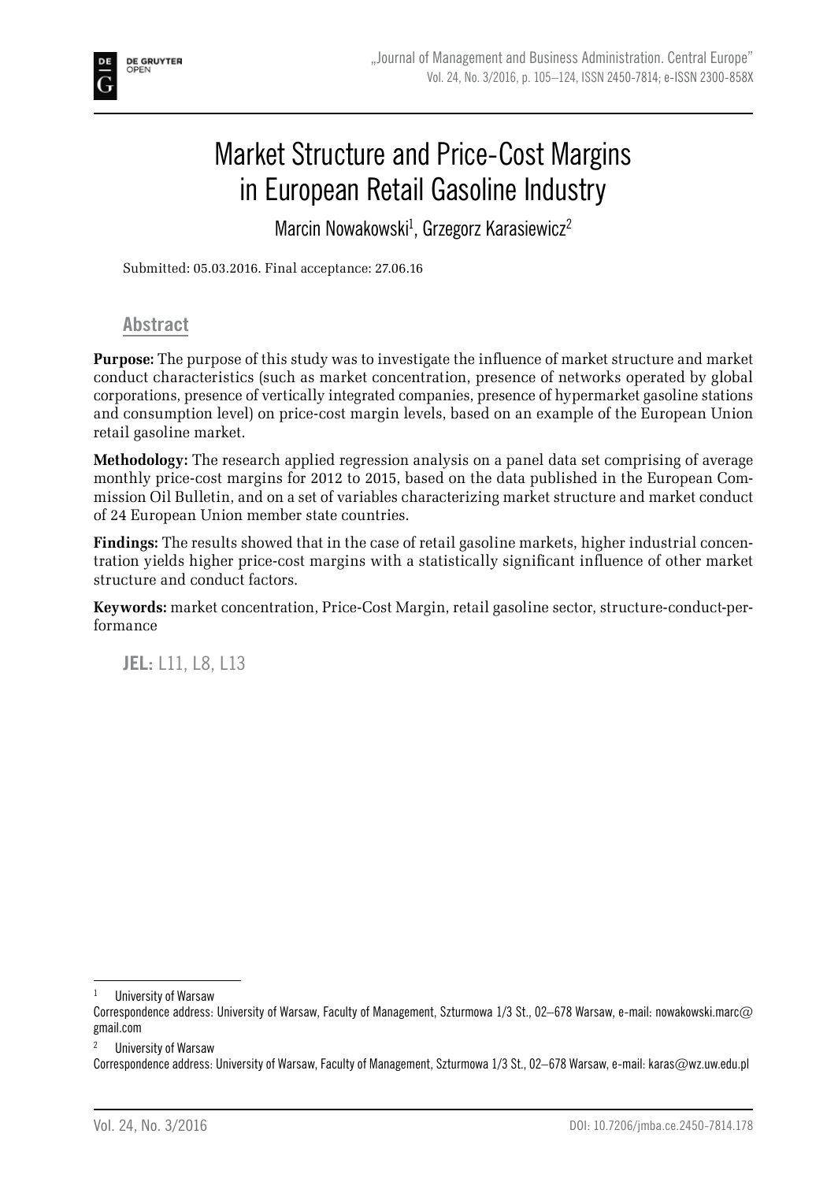# Market Structure and Price-Cost Margins in European Retail Gasoline Industry

Marcin Nowakowski[1], Grzegorz Karasiewicz[2]

Submitted: 05.03.2016. Final acceptance: 27.06.16

## Abstract

**Purpose:** The purpose of this study was to investigate the influence of market structure and market conduct characteristics (such as market concentration, presence of networks operated by global corporations, presence of vertically integrated companies, presence of hypermarket gasoline stations and consumption level) on price-cost margin levels, based on an example of the European Union retail gasoline market.

**Methodology:** The research applied regression analysis on a panel data set comprising of average monthly price-cost margins for 2012 to 2015, based on the data published in the European Commission Oil Bulletin, and on a set of variables characterizing market structure and market conduct of 24 European Union member state countries.

**Findings:** The results showed that in the case of retail gasoline markets, higher industrial concentration yields higher price-cost margins with a statistically significant influence of other market structure and conduct factors.

**Keywords:** market concentration, Price-Cost Margin, retail gasoline sector, structure-conduct-performance

**JEL:** L11, L8, L13

---

[1] University of Warsaw
Correspondence address: University of Warsaw, Faculty of Management, Szturmowa 1/3 St., 02–678 Warsaw, e-mail: nowakowski.marc@gmail.com

[2] University of Warsaw
Correspondence address: University of Warsaw, Faculty of Management, Szturmowa 1/3 St., 02–678 Warsaw, e-mail: karas@wz.uw.edu.pl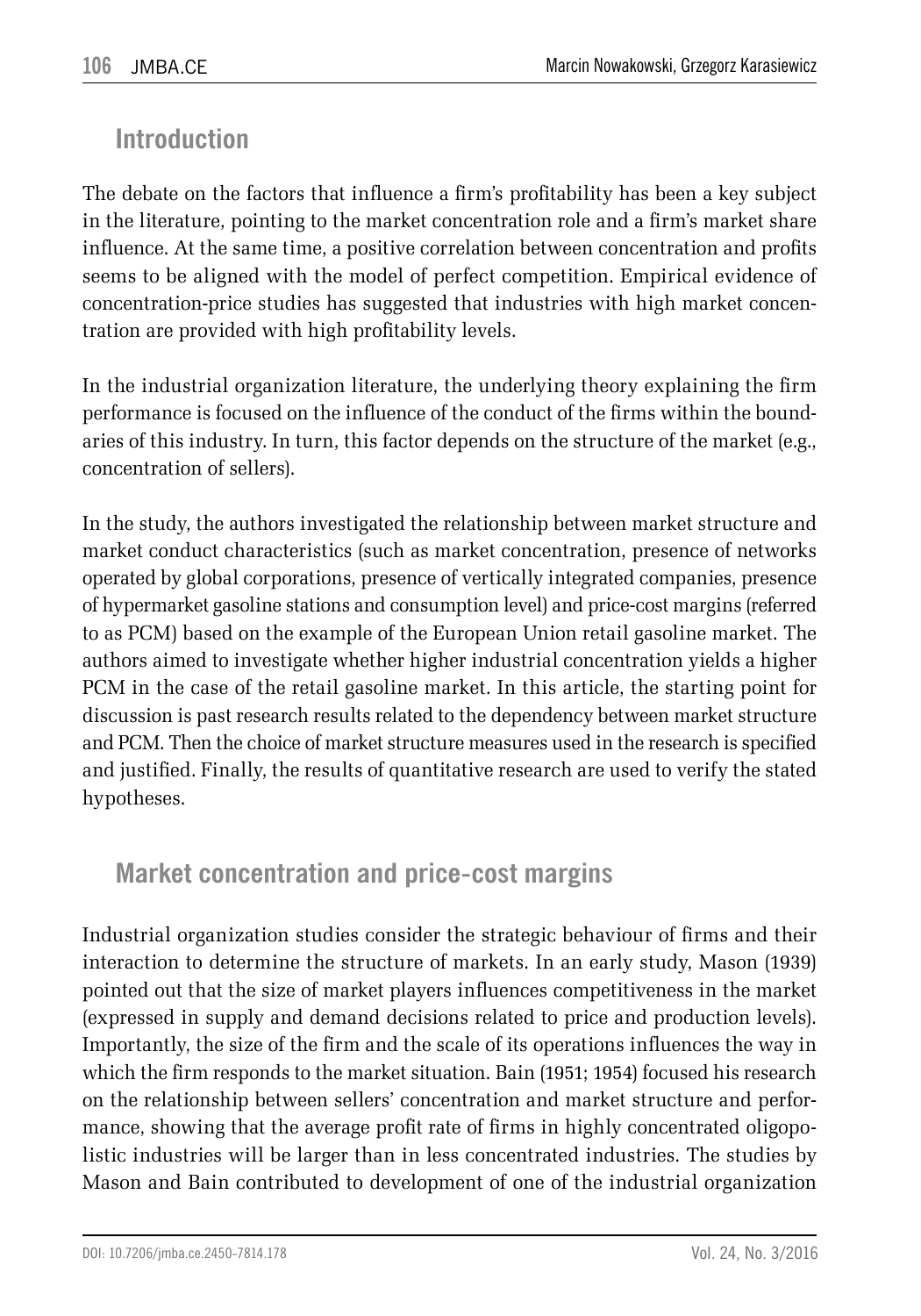## Introduction

The debate on the factors that influence a firm's profitability has been a key subject in the literature, pointing to the market concentration role and a firm's market share influence. At the same time, a positive correlation between concentration and profits seems to be aligned with the model of perfect competition. Empirical evidence of concentration-price studies has suggested that industries with high market concentration are provided with high profitability levels.

In the industrial organization literature, the underlying theory explaining the firm performance is focused on the influence of the conduct of the firms within the boundaries of this industry. In turn, this factor depends on the structure of the market (e.g., concentration of sellers).

In the study, the authors investigated the relationship between market structure and market conduct characteristics (such as market concentration, presence of networks operated by global corporations, presence of vertically integrated companies, presence of hypermarket gasoline stations and consumption level) and price-cost margins (referred to as PCM) based on the example of the European Union retail gasoline market. The authors aimed to investigate whether higher industrial concentration yields a higher PCM in the case of the retail gasoline market. In this article, the starting point for discussion is past research results related to the dependency between market structure and PCM. Then the choice of market structure measures used in the research is specified and justified. Finally, the results of quantitative research are used to verify the stated hypotheses.

## Market concentration and price-cost margins

Industrial organization studies consider the strategic behaviour of firms and their interaction to determine the structure of markets. In an early study, Mason (1939) pointed out that the size of market players influences competitiveness in the market (expressed in supply and demand decisions related to price and production levels). Importantly, the size of the firm and the scale of its operations influences the way in which the firm responds to the market situation. Bain (1951; 1954) focused his research on the relationship between sellers' concentration and market structure and performance, showing that the average profit rate of firms in highly concentrated oligopolistic industries will be larger than in less concentrated industries. The studies by Mason and Bain contributed to development of one of the industrial organization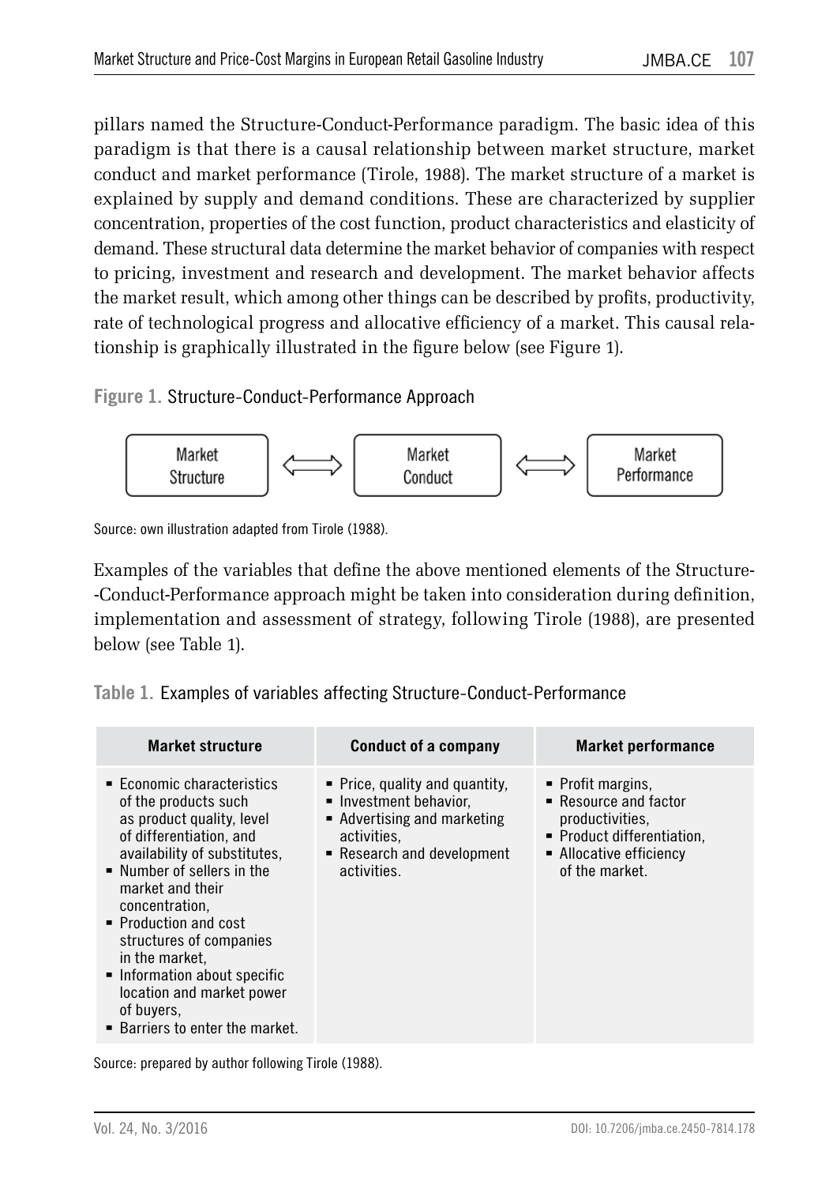pillars named the Structure-Conduct-Performance paradigm. The basic idea of this paradigm is that there is a causal relationship between market structure, market conduct and market performance (Tirole, 1988). The market structure of a market is explained by supply and demand conditions. These are characterized by supplier concentration, properties of the cost function, product characteristics and elasticity of demand. These structural data determine the market behavior of companies with respect to pricing, investment and research and development. The market behavior affects the market result, which among other things can be described by profits, productivity, rate of technological progress and allocative efficiency of a market. This causal relationship is graphically illustrated in the figure below (see Figure 1).

**Figure 1.** Structure-Conduct-Performance Approach

Market Structure ⟺ Market Conduct ⟺ Market Performance

Source: own illustration adapted from Tirole (1988).

Examples of the variables that define the above mentioned elements of the Structure-Conduct-Performance approach might be taken into consideration during definition, implementation and assessment of strategy, following Tirole (1988), are presented below (see Table 1).

**Table 1.** Examples of variables affecting Structure-Conduct-Performance

| Market structure | Conduct of a company | Market performance |
|---|---|---|
| ▪ Economic characteristics of the products such as product quality, level of differentiation, and availability of substitutes,<br>▪ Number of sellers in the market and their concentration,<br>▪ Production and cost structures of companies in the market,<br>▪ Information about specific location and market power of buyers,<br>▪ Barriers to enter the market. | ▪ Price, quality and quantity,<br>▪ Investment behavior,<br>▪ Advertising and marketing activities,<br>▪ Research and development activities. | ▪ Profit margins,<br>▪ Resource and factor productivities,<br>▪ Product differentiation,<br>▪ Allocative efficiency of the market. |

Source: prepared by author following Tirole (1988).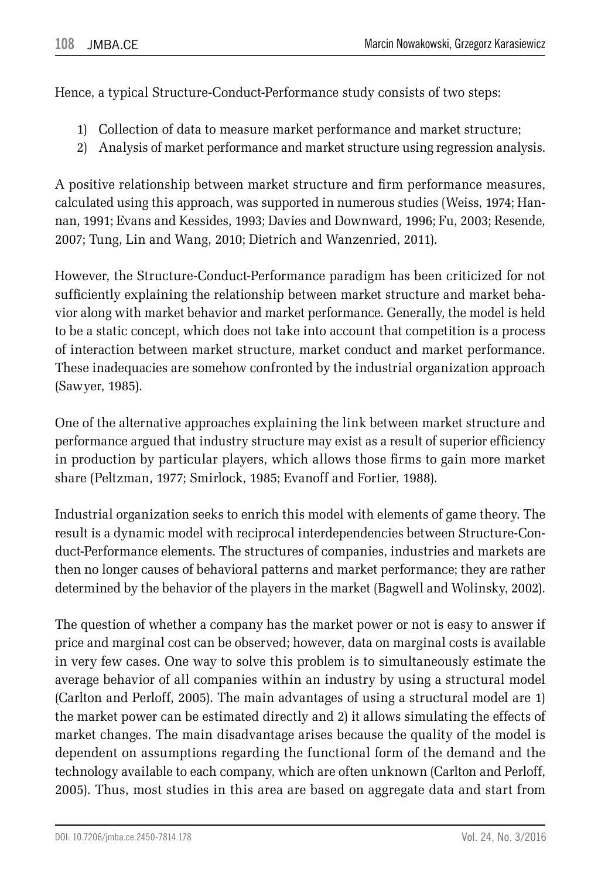Hence, a typical Structure-Conduct-Performance study consists of two steps:

1) Collection of data to measure market performance and market structure;
2) Analysis of market performance and market structure using regression analysis.

A positive relationship between market structure and firm performance measures, calculated using this approach, was supported in numerous studies (Weiss, 1974; Hannan, 1991; Evans and Kessides, 1993; Davies and Downward, 1996; Fu, 2003; Resende, 2007; Tung, Lin and Wang, 2010; Dietrich and Wanzenried, 2011).

However, the Structure-Conduct-Performance paradigm has been criticized for not sufficiently explaining the relationship between market structure and market behavior along with market behavior and market performance. Generally, the model is held to be a static concept, which does not take into account that competition is a process of interaction between market structure, market conduct and market performance. These inadequacies are somehow confronted by the industrial organization approach (Sawyer, 1985).

One of the alternative approaches explaining the link between market structure and performance argued that industry structure may exist as a result of superior efficiency in production by particular players, which allows those firms to gain more market share (Peltzman, 1977; Smirlock, 1985; Evanoff and Fortier, 1988).

Industrial organization seeks to enrich this model with elements of game theory. The result is a dynamic model with reciprocal interdependencies between Structure-Conduct-Performance elements. The structures of companies, industries and markets are then no longer causes of behavioral patterns and market performance; they are rather determined by the behavior of the players in the market (Bagwell and Wolinsky, 2002).

The question of whether a company has the market power or not is easy to answer if price and marginal cost can be observed; however, data on marginal costs is available in very few cases. One way to solve this problem is to simultaneously estimate the average behavior of all companies within an industry by using a structural model (Carlton and Perloff, 2005). The main advantages of using a structural model are 1) the market power can be estimated directly and 2) it allows simulating the effects of market changes. The main disadvantage arises because the quality of the model is dependent on assumptions regarding the functional form of the demand and the technology available to each company, which are often unknown (Carlton and Perloff, 2005). Thus, most studies in this area are based on aggregate data and start from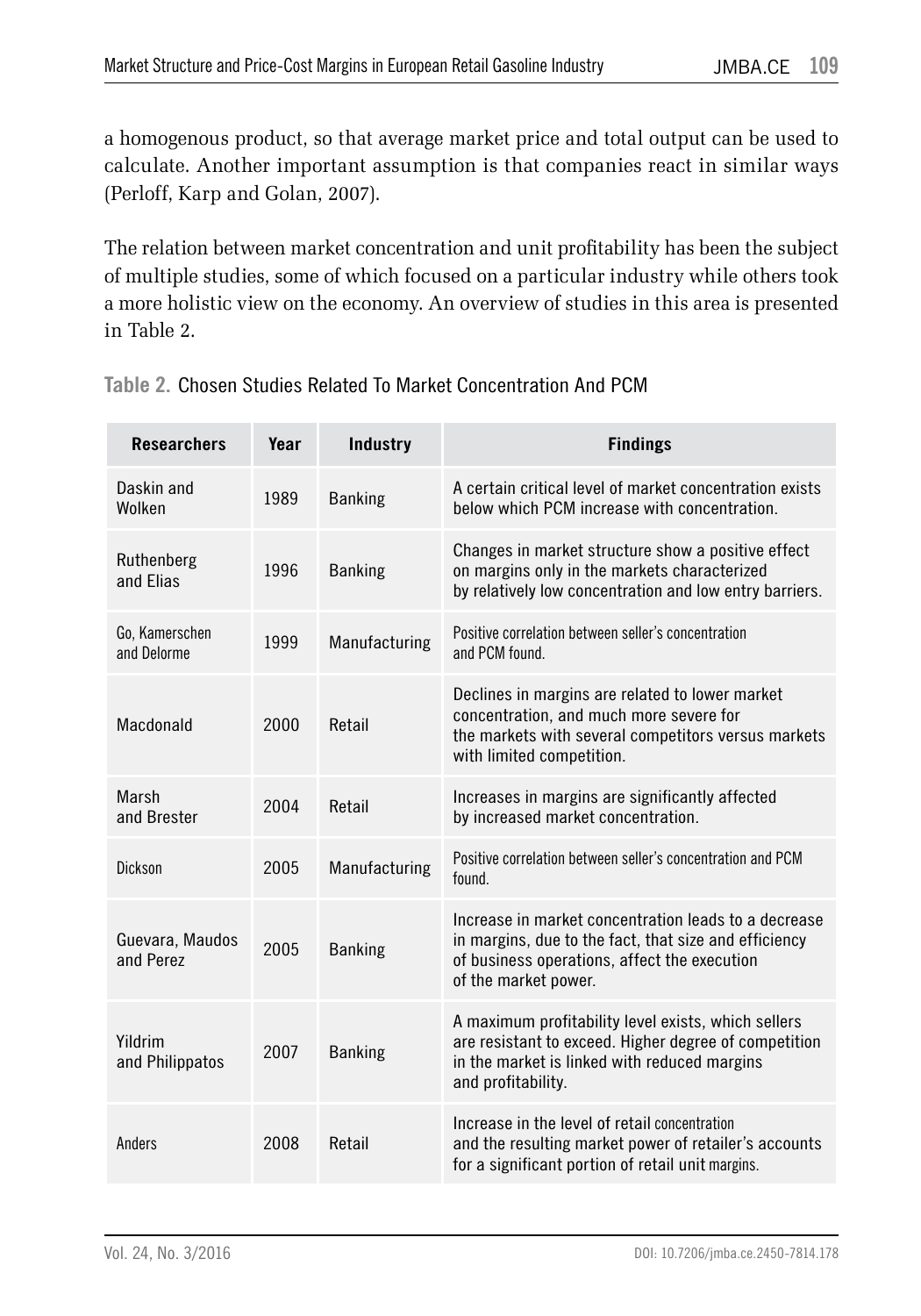a homogenous product, so that average market price and total output can be used to calculate. Another important assumption is that companies react in similar ways (Perloff, Karp and Golan, 2007).

The relation between market concentration and unit profitability has been the subject of multiple studies, some of which focused on a particular industry while others took a more holistic view on the economy. An overview of studies in this area is presented in Table 2.

**Table 2.** Chosen Studies Related To Market Concentration And PCM

| Researchers | Year | Industry | Findings |
|---|---|---|---|
| Daskin and Wolken | 1989 | Banking | A certain critical level of market concentration exists below which PCM increase with concentration. |
| Ruthenberg and Elias | 1996 | Banking | Changes in market structure show a positive effect on margins only in the markets characterized by relatively low concentration and low entry barriers. |
| Go, Kamerschen and Delorme | 1999 | Manufacturing | Positive correlation between seller's concentration and PCM found. |
| Macdonald | 2000 | Retail | Declines in margins are related to lower market concentration, and much more severe for the markets with several competitors versus markets with limited competition. |
| Marsh and Brester | 2004 | Retail | Increases in margins are significantly affected by increased market concentration. |
| Dickson | 2005 | Manufacturing | Positive correlation between seller's concentration and PCM found. |
| Guevara, Maudos and Perez | 2005 | Banking | Increase in market concentration leads to a decrease in margins, due to the fact, that size and efficiency of business operations, affect the execution of the market power. |
| Yildrim and Philippatos | 2007 | Banking | A maximum profitability level exists, which sellers are resistant to exceed. Higher degree of competition in the market is linked with reduced margins and profitability. |
| Anders | 2008 | Retail | Increase in the level of retail concentration and the resulting market power of retailer's accounts for a significant portion of retail unit margins. |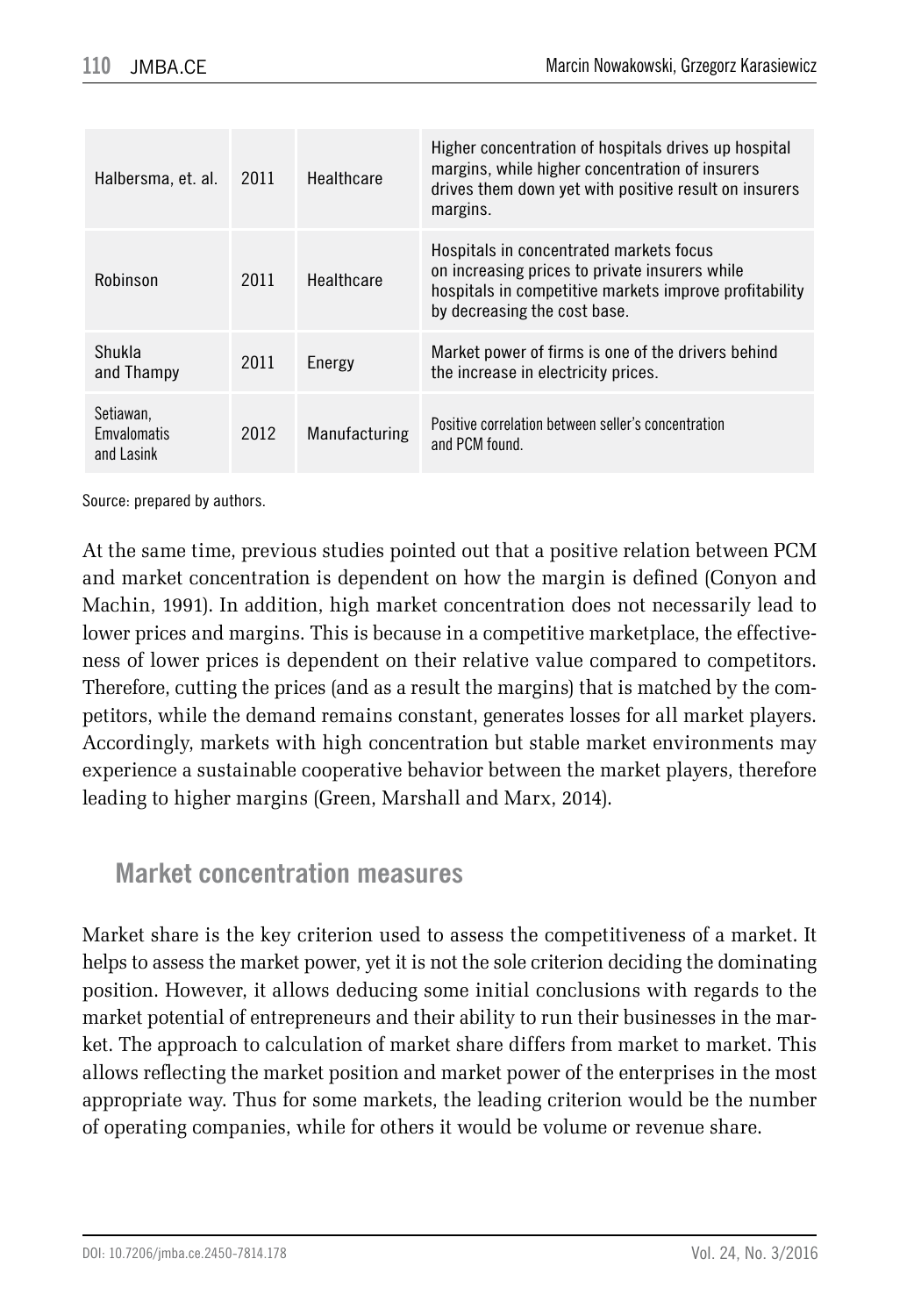| | | | |
|---|---|---|---|
| Halbersma, et. al. | 2011 | Healthcare | Higher concentration of hospitals drives up hospital margins, while higher concentration of insurers drives them down yet with positive result on insurers margins. |
| Robinson | 2011 | Healthcare | Hospitals in concentrated markets focus on increasing prices to private insurers while hospitals in competitive markets improve profitability by decreasing the cost base. |
| Shukla and Thampy | 2011 | Energy | Market power of firms is one of the drivers behind the increase in electricity prices. |
| Setiawan, Emvalomatis and Lasink | 2012 | Manufacturing | Positive correlation between seller's concentration and PCM found. |

Source: prepared by authors.

At the same time, previous studies pointed out that a positive relation between PCM and market concentration is dependent on how the margin is defined (Conyon and Machin, 1991). In addition, high market concentration does not necessarily lead to lower prices and margins. This is because in a competitive marketplace, the effectiveness of lower prices is dependent on their relative value compared to competitors. Therefore, cutting the prices (and as a result the margins) that is matched by the competitors, while the demand remains constant, generates losses for all market players. Accordingly, markets with high concentration but stable market environments may experience a sustainable cooperative behavior between the market players, therefore leading to higher margins (Green, Marshall and Marx, 2014).

## Market concentration measures

Market share is the key criterion used to assess the competitiveness of a market. It helps to assess the market power, yet it is not the sole criterion deciding the dominating position. However, it allows deducing some initial conclusions with regards to the market potential of entrepreneurs and their ability to run their businesses in the market. The approach to calculation of market share differs from market to market. This allows reflecting the market position and market power of the enterprises in the most appropriate way. Thus for some markets, the leading criterion would be the number of operating companies, while for others it would be volume or revenue share.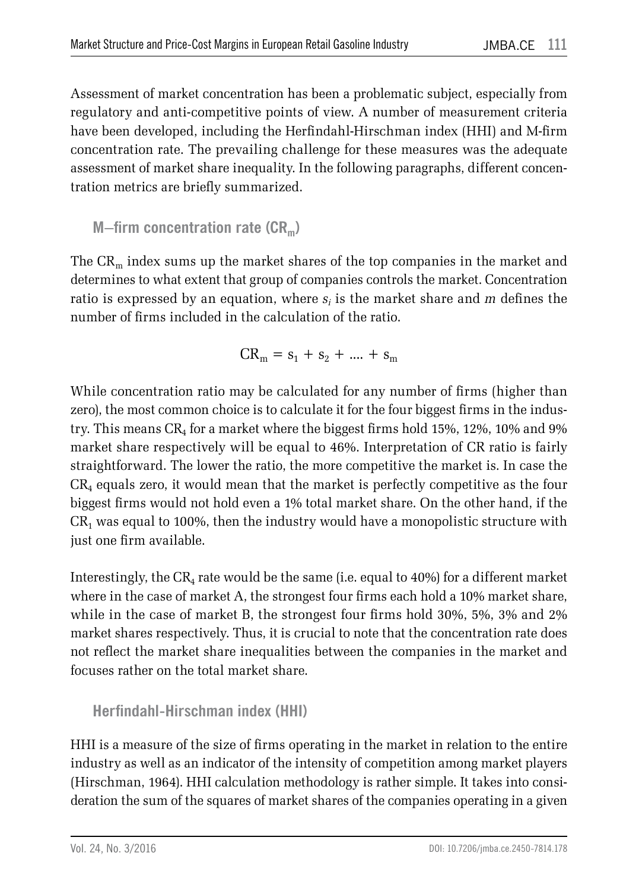Assessment of market concentration has been a problematic subject, especially from regulatory and anti-competitive points of view. A number of measurement criteria have been developed, including the Herfindahl-Hirschman index (HHI) and M-firm concentration rate. The prevailing challenge for these measures was the adequate assessment of market share inequality. In the following paragraphs, different concentration metrics are briefly summarized.

### M–firm concentration rate ($CR_m$)

The $CR_m$ index sums up the market shares of the top companies in the market and determines to what extent that group of companies controls the market. Concentration ratio is expressed by an equation, where $s_i$ is the market share and $m$ defines the number of firms included in the calculation of the ratio.

$$CR_m = s_1 + s_2 + .... + s_m$$

While concentration ratio may be calculated for any number of firms (higher than zero), the most common choice is to calculate it for the four biggest firms in the industry. This means $CR_4$ for a market where the biggest firms hold 15%, 12%, 10% and 9% market share respectively will be equal to 46%. Interpretation of CR ratio is fairly straightforward. The lower the ratio, the more competitive the market is. In case the $CR_4$ equals zero, it would mean that the market is perfectly competitive as the four biggest firms would not hold even a 1% total market share. On the other hand, if the $CR_1$ was equal to 100%, then the industry would have a monopolistic structure with just one firm available.

Interestingly, the $CR_4$ rate would be the same (i.e. equal to 40%) for a different market where in the case of market A, the strongest four firms each hold a 10% market share, while in the case of market B, the strongest four firms hold 30%, 5%, 3% and 2% market shares respectively. Thus, it is crucial to note that the concentration rate does not reflect the market share inequalities between the companies in the market and focuses rather on the total market share.

### Herfindahl-Hirschman index (HHI)

HHI is a measure of the size of firms operating in the market in relation to the entire industry as well as an indicator of the intensity of competition among market players (Hirschman, 1964). HHI calculation methodology is rather simple. It takes into consideration the sum of the squares of market shares of the companies operating in a given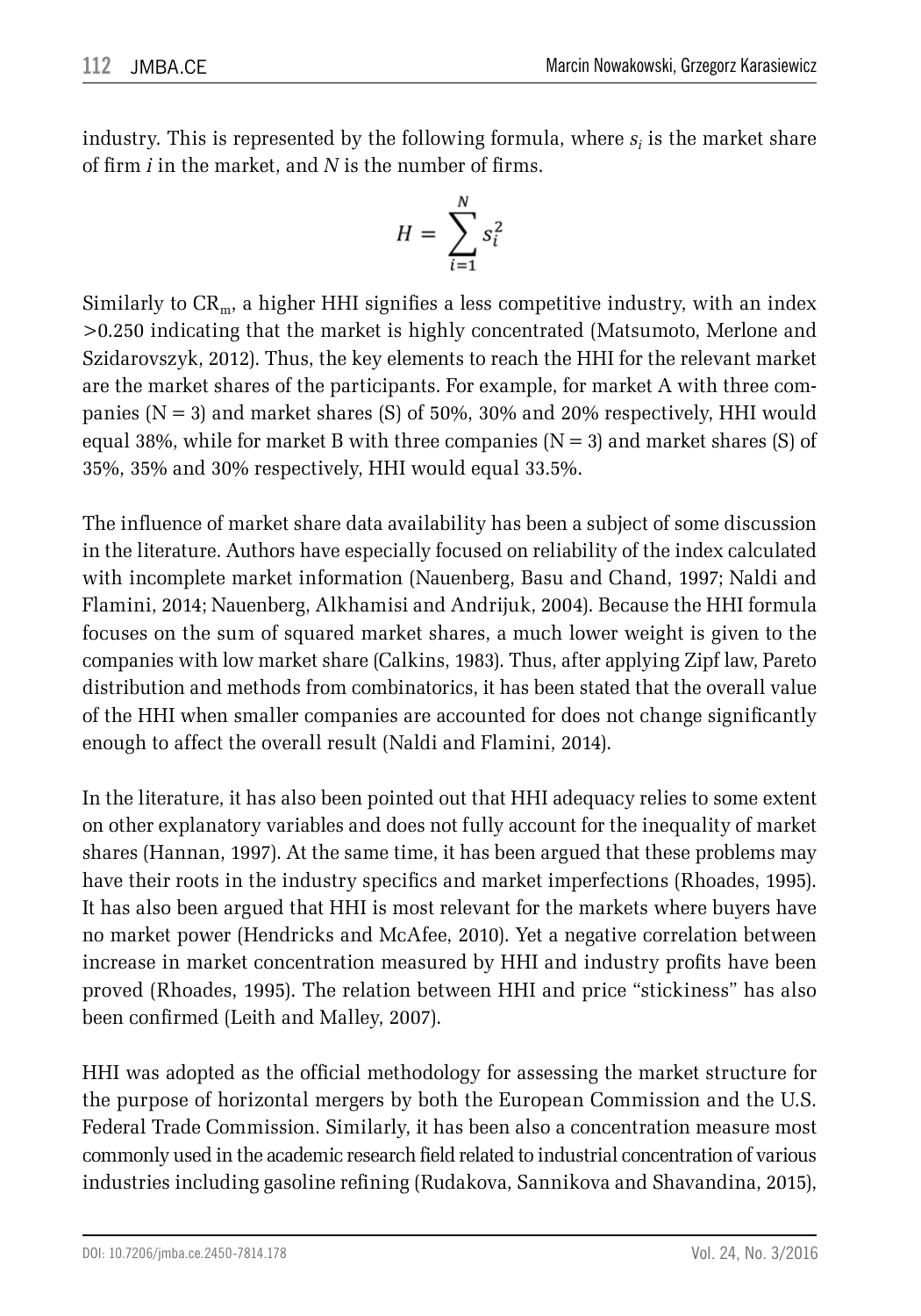industry. This is represented by the following formula, where $s_i$ is the market share of firm $i$ in the market, and $N$ is the number of firms.

$$H = \sum_{i=1}^{N} s_i^2$$

Similarly to $CR_m$, a higher HHI signifies a less competitive industry, with an index >0.250 indicating that the market is highly concentrated (Matsumoto, Merlone and Szidarovszyk, 2012). Thus, the key elements to reach the HHI for the relevant market are the market shares of the participants. For example, for market A with three companies ($N = 3$) and market shares (S) of 50%, 30% and 20% respectively, HHI would equal 38%, while for market B with three companies ($N = 3$) and market shares (S) of 35%, 35% and 30% respectively, HHI would equal 33.5%.

The influence of market share data availability has been a subject of some discussion in the literature. Authors have especially focused on reliability of the index calculated with incomplete market information (Nauenberg, Basu and Chand, 1997; Naldi and Flamini, 2014; Nauenberg, Alkhamisi and Andrijuk, 2004). Because the HHI formula focuses on the sum of squared market shares, a much lower weight is given to the companies with low market share (Calkins, 1983). Thus, after applying Zipf law, Pareto distribution and methods from combinatorics, it has been stated that the overall value of the HHI when smaller companies are accounted for does not change significantly enough to affect the overall result (Naldi and Flamini, 2014).

In the literature, it has also been pointed out that HHI adequacy relies to some extent on other explanatory variables and does not fully account for the inequality of market shares (Hannan, 1997). At the same time, it has been argued that these problems may have their roots in the industry specifics and market imperfections (Rhoades, 1995). It has also been argued that HHI is most relevant for the markets where buyers have no market power (Hendricks and McAfee, 2010). Yet a negative correlation between increase in market concentration measured by HHI and industry profits have been proved (Rhoades, 1995). The relation between HHI and price "stickiness" has also been confirmed (Leith and Malley, 2007).

HHI was adopted as the official methodology for assessing the market structure for the purpose of horizontal mergers by both the European Commission and the U.S. Federal Trade Commission. Similarly, it has been also a concentration measure most commonly used in the academic research field related to industrial concentration of various industries including gasoline refining (Rudakova, Sannikova and Shavandina, 2015),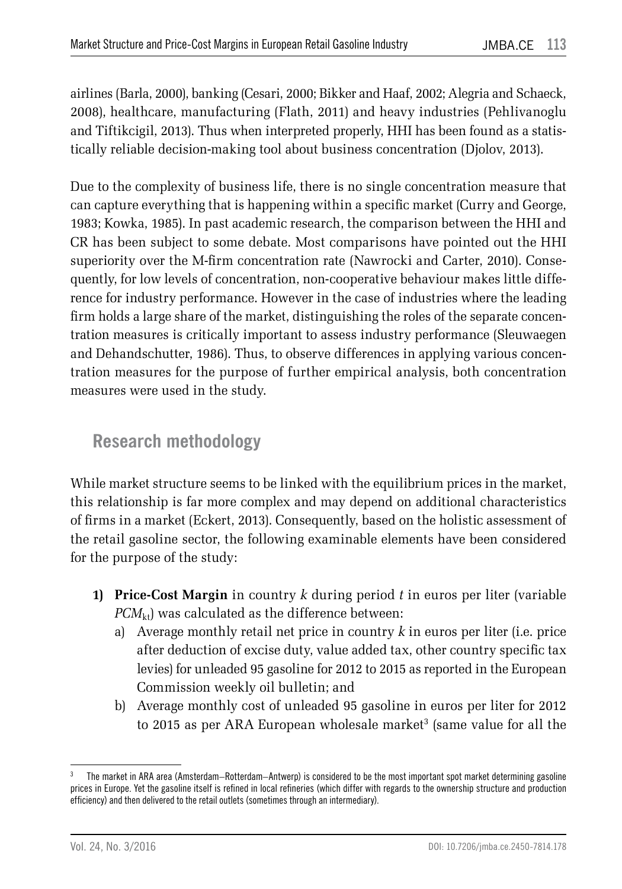airlines (Barla, 2000), banking (Cesari, 2000; Bikker and Haaf, 2002; Alegria and Schaeck, 2008), healthcare, manufacturing (Flath, 2011) and heavy industries (Pehlivanoglu and Tiftikcigil, 2013). Thus when interpreted properly, HHI has been found as a statistically reliable decision-making tool about business concentration (Djolov, 2013).

Due to the complexity of business life, there is no single concentration measure that can capture everything that is happening within a specific market (Curry and George, 1983; Kowka, 1985). In past academic research, the comparison between the HHI and CR has been subject to some debate. Most comparisons have pointed out the HHI superiority over the M-firm concentration rate (Nawrocki and Carter, 2010). Consequently, for low levels of concentration, non-cooperative behaviour makes little difference for industry performance. However in the case of industries where the leading firm holds a large share of the market, distinguishing the roles of the separate concentration measures is critically important to assess industry performance (Sleuwaegen and Dehandschutter, 1986). Thus, to observe differences in applying various concentration measures for the purpose of further empirical analysis, both concentration measures were used in the study.

## Research methodology

While market structure seems to be linked with the equilibrium prices in the market, this relationship is far more complex and may depend on additional characteristics of firms in a market (Eckert, 2013). Consequently, based on the holistic assessment of the retail gasoline sector, the following examinable elements have been considered for the purpose of the study:

1) **Price-Cost Margin** in country $k$ during period $t$ in euros per liter (variable $PCM_{kt}$) was calculated as the difference between:
   a) Average monthly retail net price in country $k$ in euros per liter (i.e. price after deduction of excise duty, value added tax, other country specific tax levies) for unleaded 95 gasoline for 2012 to 2015 as reported in the European Commission weekly oil bulletin; and
   b) Average monthly cost of unleaded 95 gasoline in euros per liter for 2012 to 2015 as per ARA European wholesale market[3] (same value for all the

[3] The market in ARA area (Amsterdam–Rotterdam–Antwerp) is considered to be the most important spot market determining gasoline prices in Europe. Yet the gasoline itself is refined in local refineries (which differ with regards to the ownership structure and production efficiency) and then delivered to the retail outlets (sometimes through an intermediary).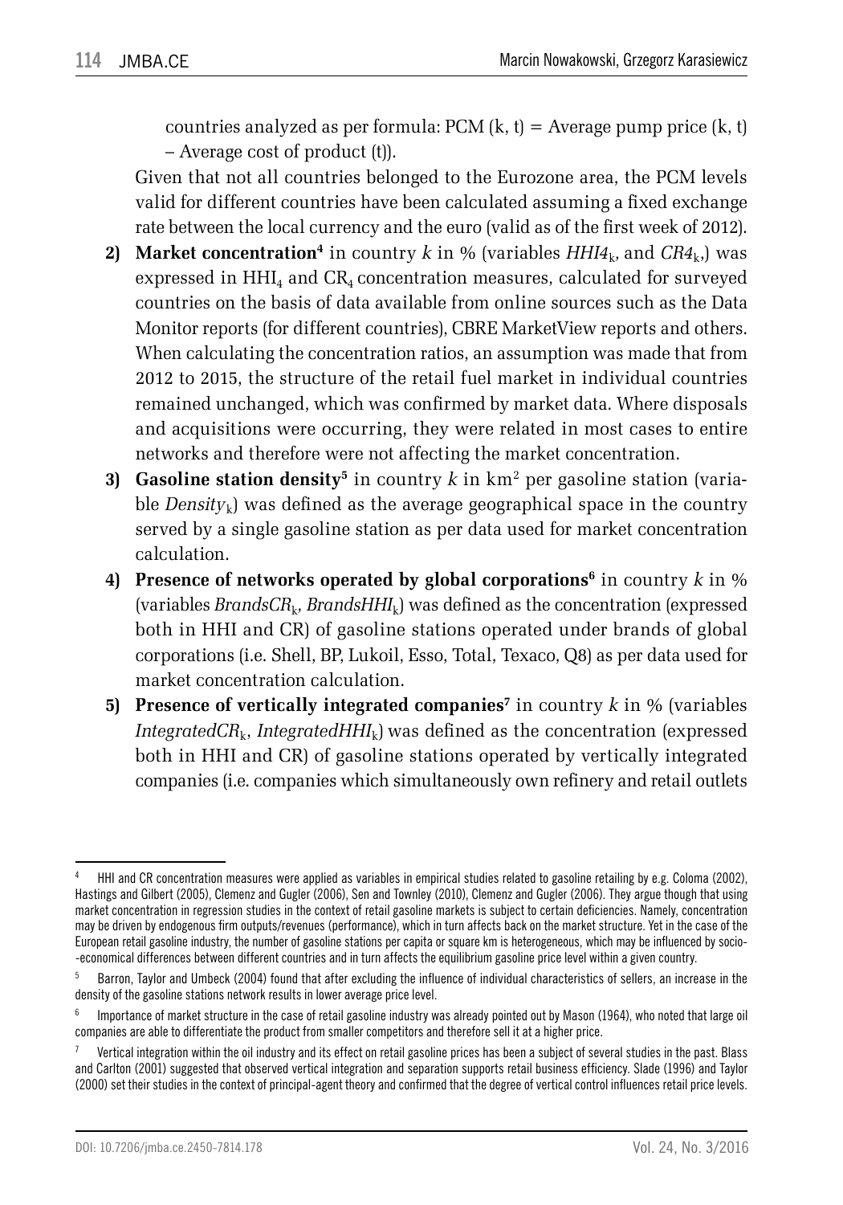countries analyzed as per formula: PCM (k, t) = Average pump price (k, t) – Average cost of product (t)).

Given that not all countries belonged to the Eurozone area, the PCM levels valid for different countries have been calculated assuming a fixed exchange rate between the local currency and the euro (valid as of the first week of 2012).

2) **Market concentration**[4] in country $k$ in % (variables $HHI4_k$, and $CR4_k$,) was expressed in $HHI_4$ and $CR_4$ concentration measures, calculated for surveyed countries on the basis of data available from online sources such as the Data Monitor reports (for different countries), CBRE MarketView reports and others. When calculating the concentration ratios, an assumption was made that from 2012 to 2015, the structure of the retail fuel market in individual countries remained unchanged, which was confirmed by market data. Where disposals and acquisitions were occurring, they were related in most cases to entire networks and therefore were not affecting the market concentration.

3) **Gasoline station density**[5] in country $k$ in $km^2$ per gasoline station (variable $Density_k$) was defined as the average geographical space in the country served by a single gasoline station as per data used for market concentration calculation.

4) **Presence of networks operated by global corporations**[6] in country $k$ in % (variables $BrandsCR_k$, $BrandsHHI_k$) was defined as the concentration (expressed both in HHI and CR) of gasoline stations operated under brands of global corporations (i.e. Shell, BP, Lukoil, Esso, Total, Texaco, Q8) as per data used for market concentration calculation.

5) **Presence of vertically integrated companies**[7] in country $k$ in % (variables $IntegratedCR_k$, $IntegratedHHI_k$) was defined as the concentration (expressed both in HHI and CR) of gasoline stations operated by vertically integrated companies (i.e. companies which simultaneously own refinery and retail outlets

---

[4] HHI and CR concentration measures were applied as variables in empirical studies related to gasoline retailing by e.g. Coloma (2002), Hastings and Gilbert (2005), Clemenz and Gugler (2006), Sen and Townley (2010), Clemenz and Gugler (2006). They argue though that using market concentration in regression studies in the context of retail gasoline markets is subject to certain deficiencies. Namely, concentration may be driven by endogenous firm outputs/revenues (performance), which in turn affects back on the market structure. Yet in the case of the European retail gasoline industry, the number of gasoline stations per capita or square km is heterogeneous, which may be influenced by socio-economical differences between different countries and in turn affects the equilibrium gasoline price level within a given country.

[5] Barron, Taylor and Umbeck (2004) found that after excluding the influence of individual characteristics of sellers, an increase in the density of the gasoline stations network results in lower average price level.

[6] Importance of market structure in the case of retail gasoline industry was already pointed out by Mason (1964), who noted that large oil companies are able to differentiate the product from smaller competitors and therefore sell it at a higher price.

[7] Vertical integration within the oil industry and its effect on retail gasoline prices has been a subject of several studies in the past. Blass and Carlton (2001) suggested that observed vertical integration and separation supports retail business efficiency. Slade (1996) and Taylor (2000) set their studies in the context of principal-agent theory and confirmed that the degree of vertical control influences retail price levels.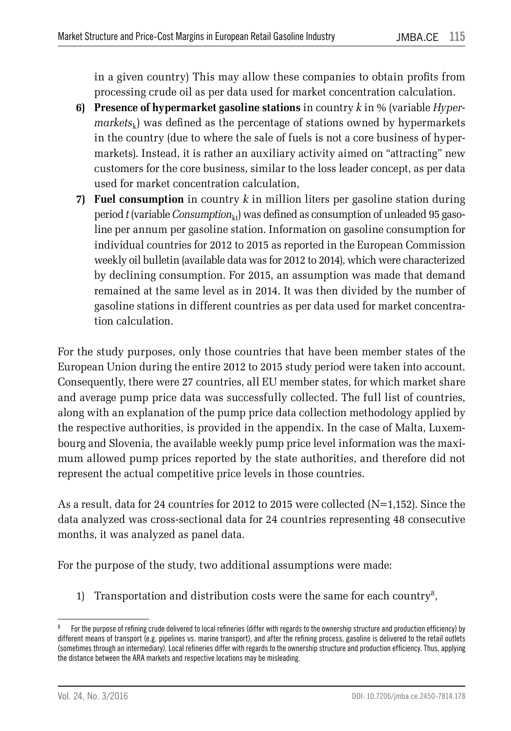in a given country) This may allow these companies to obtain profits from processing crude oil as per data used for market concentration calculation.

6) **Presence of hypermarket gasoline stations** in country *k* in % (variable $Hypermarkets_k$) was defined as the percentage of stations owned by hypermarkets in the country (due to where the sale of fuels is not a core business of hypermarkets). Instead, it is rather an auxiliary activity aimed on "attracting" new customers for the core business, similar to the loss leader concept, as per data used for market concentration calculation,
7) **Fuel consumption** in country *k* in million liters per gasoline station during period *t* (variable $Consumption_{kt}$) was defined as consumption of unleaded 95 gasoline per annum per gasoline station. Information on gasoline consumption for individual countries for 2012 to 2015 as reported in the European Commission weekly oil bulletin (available data was for 2012 to 2014), which were characterized by declining consumption. For 2015, an assumption was made that demand remained at the same level as in 2014. It was then divided by the number of gasoline stations in different countries as per data used for market concentration calculation.

For the study purposes, only those countries that have been member states of the European Union during the entire 2012 to 2015 study period were taken into account. Consequently, there were 27 countries, all EU member states, for which market share and average pump price data was successfully collected. The full list of countries, along with an explanation of the pump price data collection methodology applied by the respective authorities, is provided in the appendix. In the case of Malta, Luxembourg and Slovenia, the available weekly pump price level information was the maximum allowed pump prices reported by the state authorities, and therefore did not represent the actual competitive price levels in those countries.

As a result, data for 24 countries for 2012 to 2015 were collected (N=1,152). Since the data analyzed was cross-sectional data for 24 countries representing 48 consecutive months, it was analyzed as panel data.

For the purpose of the study, two additional assumptions were made:

1) Transportation and distribution costs were the same for each country[8],

[8] For the purpose of refining crude delivered to local refineries (differ with regards to the ownership structure and production efficiency) by different means of transport (e.g. pipelines vs. marine transport), and after the refining process, gasoline is delivered to the retail outlets (sometimes through an intermediary). Local refineries differ with regards to the ownership structure and production efficiency. Thus, applying the distance between the ARA markets and respective locations may be misleading.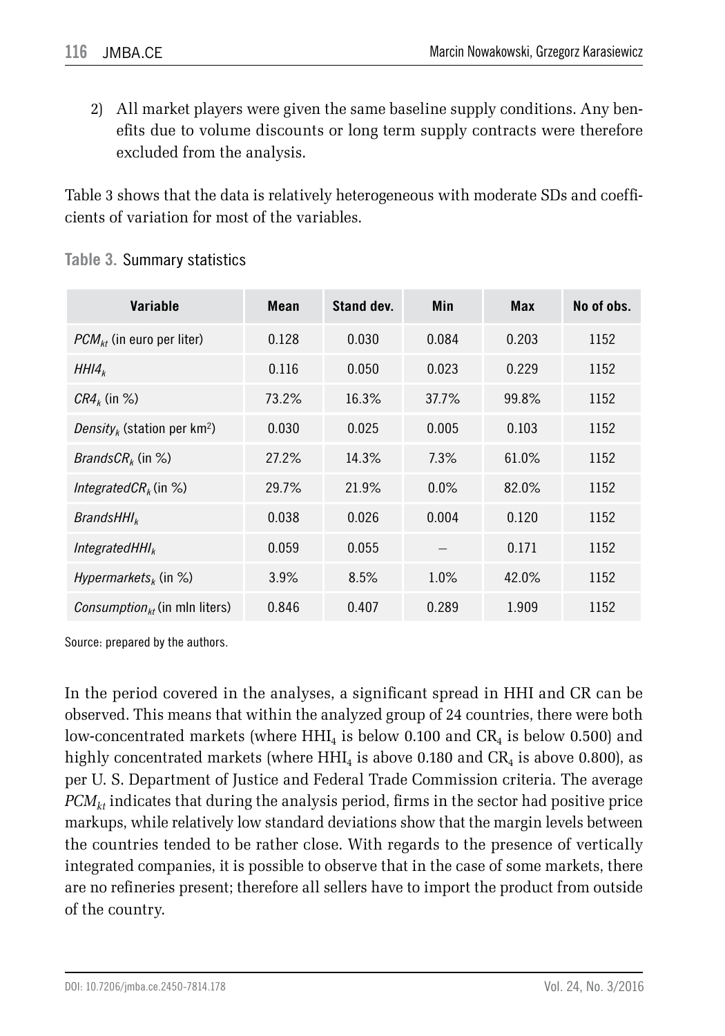2) All market players were given the same baseline supply conditions. Any benefits due to volume discounts or long term supply contracts were therefore excluded from the analysis.

Table 3 shows that the data is relatively heterogeneous with moderate SDs and coefficients of variation for most of the variables.

**Table 3.** Summary statistics

| Variable | Mean | Stand dev. | Min | Max | No of obs. |
|---|---|---|---|---|---|
| $PCM_{kt}$ (in euro per liter) | 0.128 | 0.030 | 0.084 | 0.203 | 1152 |
| $HHI4_k$ | 0.116 | 0.050 | 0.023 | 0.229 | 1152 |
| $CR4_k$ (in %) | 73.2% | 16.3% | 37.7% | 99.8% | 1152 |
| $Density_k$ (station per km$^2$) | 0.030 | 0.025 | 0.005 | 0.103 | 1152 |
| $BrandsCR_k$ (in %) | 27.2% | 14.3% | 7.3% | 61.0% | 1152 |
| $IntegratedCR_k$ (in %) | 29.7% | 21.9% | 0.0% | 82.0% | 1152 |
| $BrandsHHI_k$ | 0.038 | 0.026 | 0.004 | 0.120 | 1152 |
| $IntegratedHHI_k$ | 0.059 | 0.055 | – | 0.171 | 1152 |
| $Hypermarkets_k$ (in %) | 3.9% | 8.5% | 1.0% | 42.0% | 1152 |
| $Consumption_{kt}$ (in mln liters) | 0.846 | 0.407 | 0.289 | 1.909 | 1152 |

Source: prepared by the authors.

In the period covered in the analyses, a significant spread in HHI and CR can be observed. This means that within the analyzed group of 24 countries, there were both low-concentrated markets (where $HHI_4$ is below 0.100 and $CR_4$ is below 0.500) and highly concentrated markets (where $HHI_4$ is above 0.180 and $CR_4$ is above 0.800), as per U. S. Department of Justice and Federal Trade Commission criteria. The average $PCM_{kt}$ indicates that during the analysis period, firms in the sector had positive price markups, while relatively low standard deviations show that the margin levels between the countries tended to be rather close. With regards to the presence of vertically integrated companies, it is possible to observe that in the case of some markets, there are no refineries present; therefore all sellers have to import the product from outside of the country.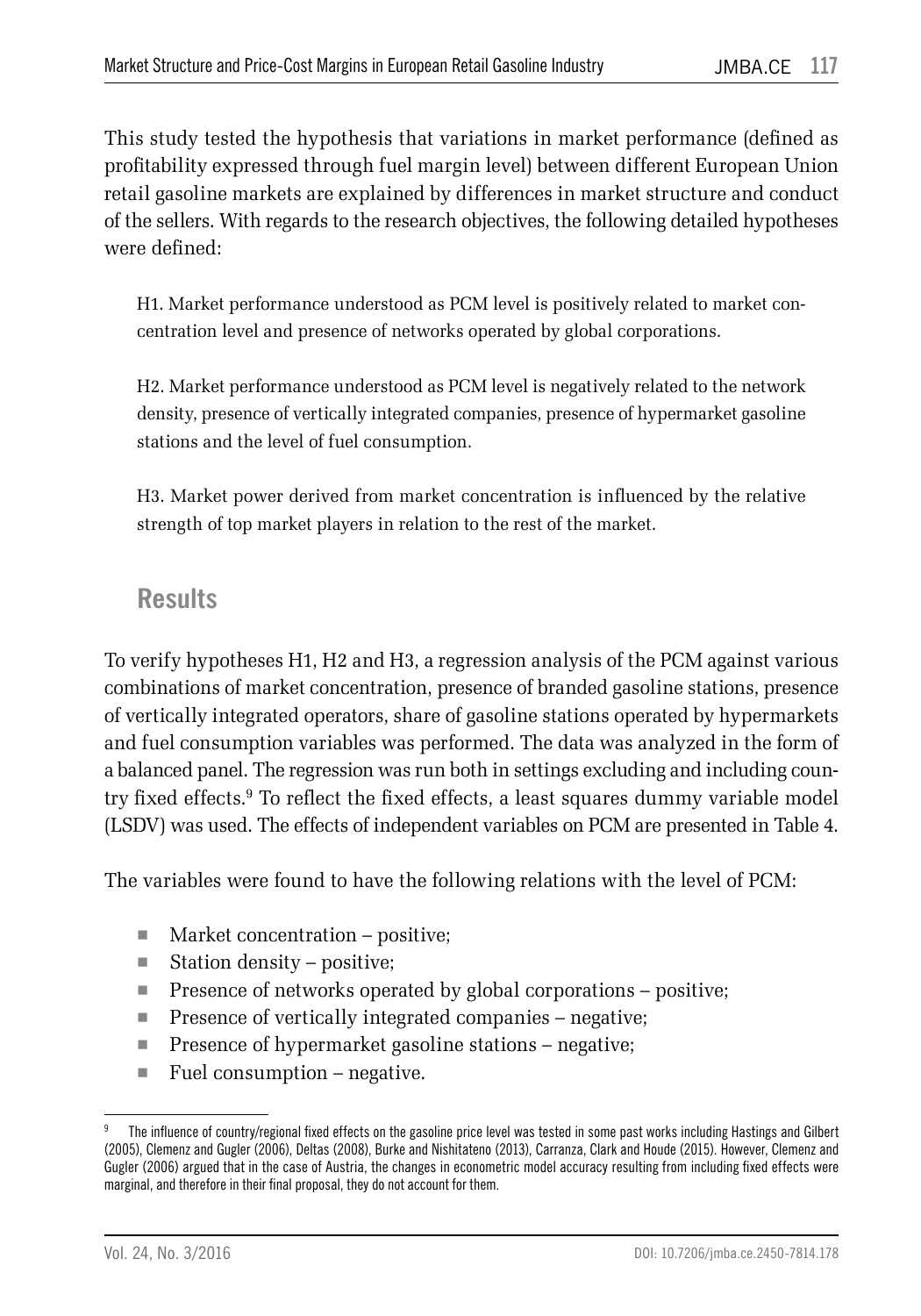This study tested the hypothesis that variations in market performance (defined as profitability expressed through fuel margin level) between different European Union retail gasoline markets are explained by differences in market structure and conduct of the sellers. With regards to the research objectives, the following detailed hypotheses were defined:

> H1. Market performance understood as PCM level is positively related to market concentration level and presence of networks operated by global corporations.
>
> H2. Market performance understood as PCM level is negatively related to the network density, presence of vertically integrated companies, presence of hypermarket gasoline stations and the level of fuel consumption.
>
> H3. Market power derived from market concentration is influenced by the relative strength of top market players in relation to the rest of the market.

## Results

To verify hypotheses H1, H2 and H3, a regression analysis of the PCM against various combinations of market concentration, presence of branded gasoline stations, presence of vertically integrated operators, share of gasoline stations operated by hypermarkets and fuel consumption variables was performed. The data was analyzed in the form of a balanced panel. The regression was run both in settings excluding and including country fixed effects.[9] To reflect the fixed effects, a least squares dummy variable model (LSDV) was used. The effects of independent variables on PCM are presented in Table 4.

The variables were found to have the following relations with the level of PCM:

- Market concentration – positive;
- Station density – positive;
- Presence of networks operated by global corporations – positive;
- Presence of vertically integrated companies – negative;
- Presence of hypermarket gasoline stations – negative;
- Fuel consumption – negative.

---

[9] The influence of country/regional fixed effects on the gasoline price level was tested in some past works including Hastings and Gilbert (2005), Clemenz and Gugler (2006), Deltas (2008), Burke and Nishitateno (2013), Carranza, Clark and Houde (2015). However, Clemenz and Gugler (2006) argued that in the case of Austria, the changes in econometric model accuracy resulting from including fixed effects were marginal, and therefore in their final proposal, they do not account for them.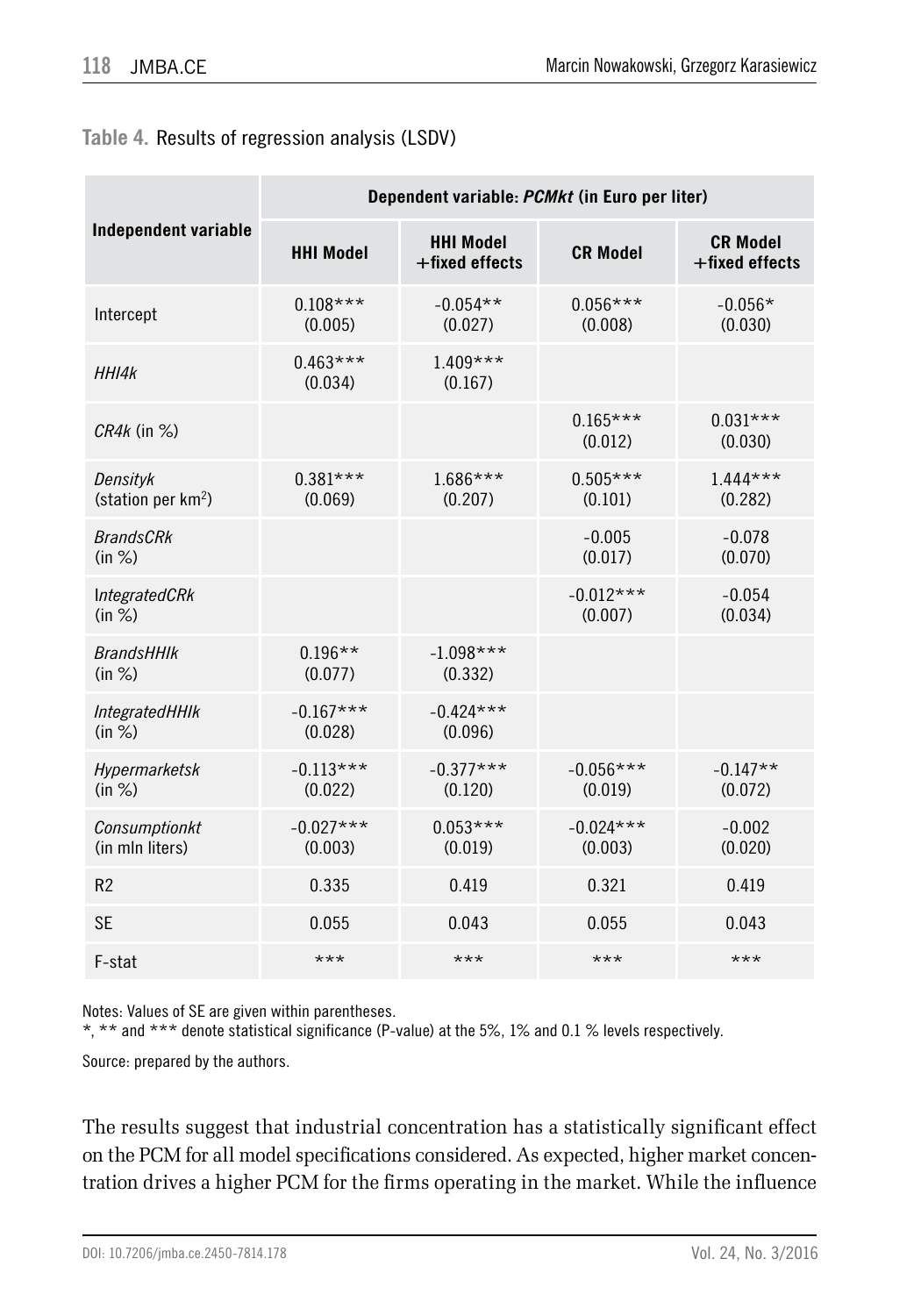**Table 4.** Results of regression analysis (LSDV)

| Independent variable | Dependent variable: *PCMkt* (in Euro per liter) | | | |
|---|---|---|---|---|
| | **HHI Model** | **HHI Model +fixed effects** | **CR Model** | **CR Model +fixed effects** |
| Intercept | 0.108*** (0.005) | -0.054** (0.027) | 0.056*** (0.008) | -0.056* (0.030) |
| *HHI4k* | 0.463*** (0.034) | 1.409*** (0.167) | | |
| *CR4k* (in %) | | | 0.165*** (0.012) | 0.031*** (0.030) |
| *Densityk* (station per km$^2$) | 0.381*** (0.069) | 1.686*** (0.207) | 0.505*** (0.101) | 1.444*** (0.282) |
| *BrandsCRk* (in %) | | | -0.005 (0.017) | -0.078 (0.070) |
| *IntegratedCRk* (in %) | | | -0.012*** (0.007) | -0.054 (0.034) |
| *BrandsHHIk* (in %) | 0.196** (0.077) | -1.098*** (0.332) | | |
| *IntegratedHHIk* (in %) | -0.167*** (0.028) | -0.424*** (0.096) | | |
| *Hypermarketsk* (in %) | -0.113*** (0.022) | -0.377*** (0.120) | -0.056*** (0.019) | -0.147** (0.072) |
| *Consumptionkt* (in mln liters) | -0.027*** (0.003) | 0.053*** (0.019) | -0.024*** (0.003) | -0.002 (0.020) |
| R2 | 0.335 | 0.419 | 0.321 | 0.419 |
| SE | 0.055 | 0.043 | 0.055 | 0.043 |
| F-stat | *** | *** | *** | *** |

Notes: Values of SE are given within parentheses.

*, ** and *** denote statistical significance (P-value) at the 5%, 1% and 0.1 % levels respectively.

Source: prepared by the authors.

The results suggest that industrial concentration has a statistically significant effect on the PCM for all model specifications considered. As expected, higher market concentration drives a higher PCM for the firms operating in the market. While the influence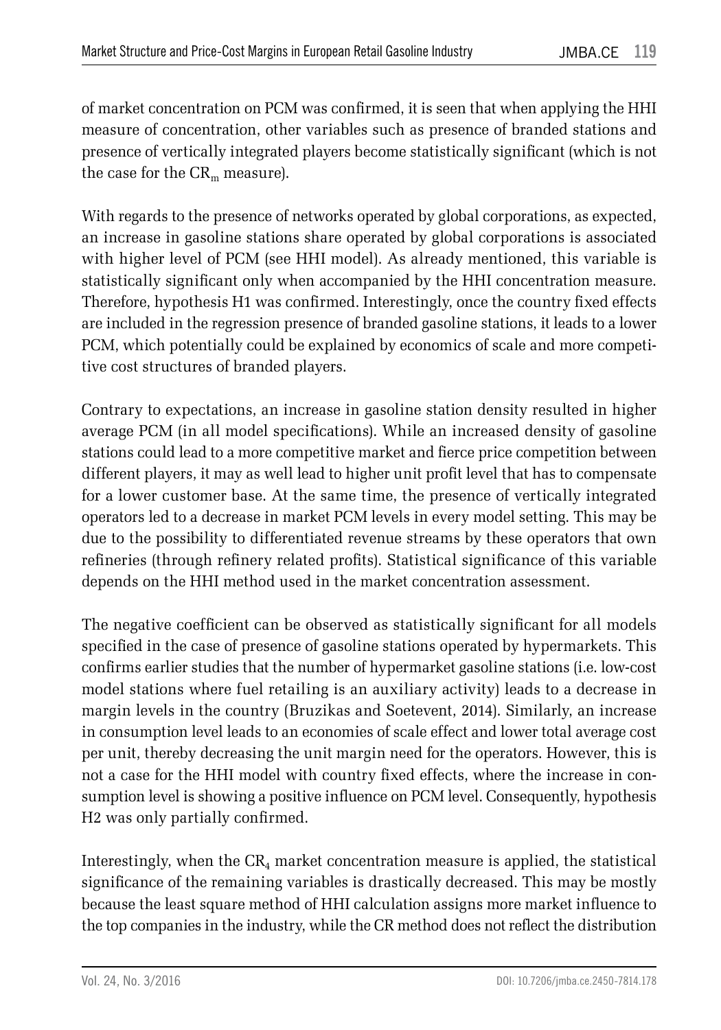of market concentration on PCM was confirmed, it is seen that when applying the HHI measure of concentration, other variables such as presence of branded stations and presence of vertically integrated players become statistically significant (which is not the case for the $CR_m$ measure).

With regards to the presence of networks operated by global corporations, as expected, an increase in gasoline stations share operated by global corporations is associated with higher level of PCM (see HHI model). As already mentioned, this variable is statistically significant only when accompanied by the HHI concentration measure. Therefore, hypothesis H1 was confirmed. Interestingly, once the country fixed effects are included in the regression presence of branded gasoline stations, it leads to a lower PCM, which potentially could be explained by economics of scale and more competitive cost structures of branded players.

Contrary to expectations, an increase in gasoline station density resulted in higher average PCM (in all model specifications). While an increased density of gasoline stations could lead to a more competitive market and fierce price competition between different players, it may as well lead to higher unit profit level that has to compensate for a lower customer base. At the same time, the presence of vertically integrated operators led to a decrease in market PCM levels in every model setting. This may be due to the possibility to differentiated revenue streams by these operators that own refineries (through refinery related profits). Statistical significance of this variable depends on the HHI method used in the market concentration assessment.

The negative coefficient can be observed as statistically significant for all models specified in the case of presence of gasoline stations operated by hypermarkets. This confirms earlier studies that the number of hypermarket gasoline stations (i.e. low-cost model stations where fuel retailing is an auxiliary activity) leads to a decrease in margin levels in the country (Bruzikas and Soetevent, 2014). Similarly, an increase in consumption level leads to an economies of scale effect and lower total average cost per unit, thereby decreasing the unit margin need for the operators. However, this is not a case for the HHI model with country fixed effects, where the increase in consumption level is showing a positive influence on PCM level. Consequently, hypothesis H2 was only partially confirmed.

Interestingly, when the $CR_4$ market concentration measure is applied, the statistical significance of the remaining variables is drastically decreased. This may be mostly because the least square method of HHI calculation assigns more market influence to the top companies in the industry, while the CR method does not reflect the distribution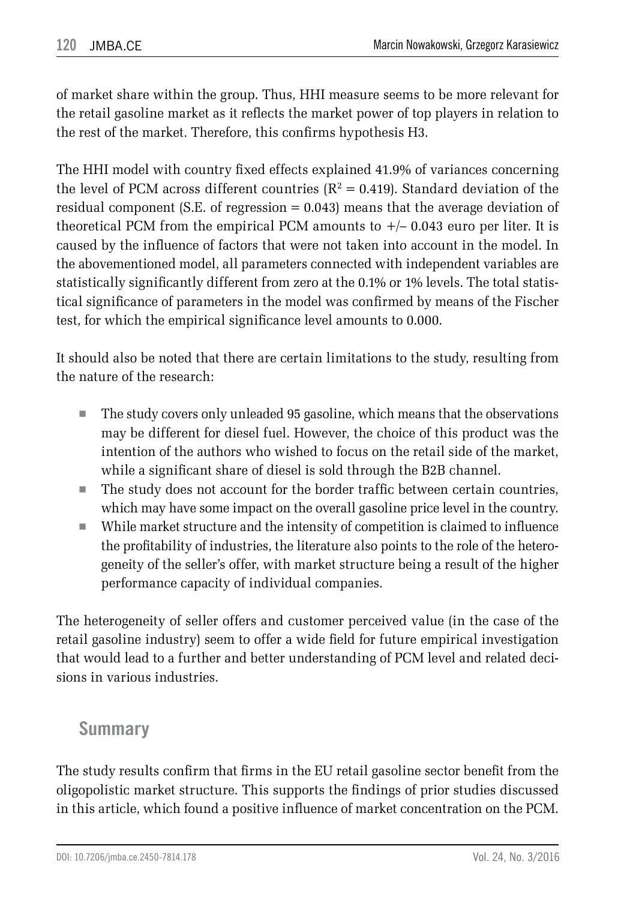of market share within the group. Thus, HHI measure seems to be more relevant for the retail gasoline market as it reflects the market power of top players in relation to the rest of the market. Therefore, this confirms hypothesis H3.

The HHI model with country fixed effects explained 41.9% of variances concerning the level of PCM across different countries ($R^2 = 0.419$). Standard deviation of the residual component (S.E. of regression = 0.043) means that the average deviation of theoretical PCM from the empirical PCM amounts to +/– 0.043 euro per liter. It is caused by the influence of factors that were not taken into account in the model. In the abovementioned model, all parameters connected with independent variables are statistically significantly different from zero at the 0.1% or 1% levels. The total statistical significance of parameters in the model was confirmed by means of the Fischer test, for which the empirical significance level amounts to 0.000.

It should also be noted that there are certain limitations to the study, resulting from the nature of the research:

- The study covers only unleaded 95 gasoline, which means that the observations may be different for diesel fuel. However, the choice of this product was the intention of the authors who wished to focus on the retail side of the market, while a significant share of diesel is sold through the B2B channel.
- The study does not account for the border traffic between certain countries, which may have some impact on the overall gasoline price level in the country.
- While market structure and the intensity of competition is claimed to influence the profitability of industries, the literature also points to the role of the heterogeneity of the seller's offer, with market structure being a result of the higher performance capacity of individual companies.

The heterogeneity of seller offers and customer perceived value (in the case of the retail gasoline industry) seem to offer a wide field for future empirical investigation that would lead to a further and better understanding of PCM level and related decisions in various industries.

## Summary

The study results confirm that firms in the EU retail gasoline sector benefit from the oligopolistic market structure. This supports the findings of prior studies discussed in this article, which found a positive influence of market concentration on the PCM.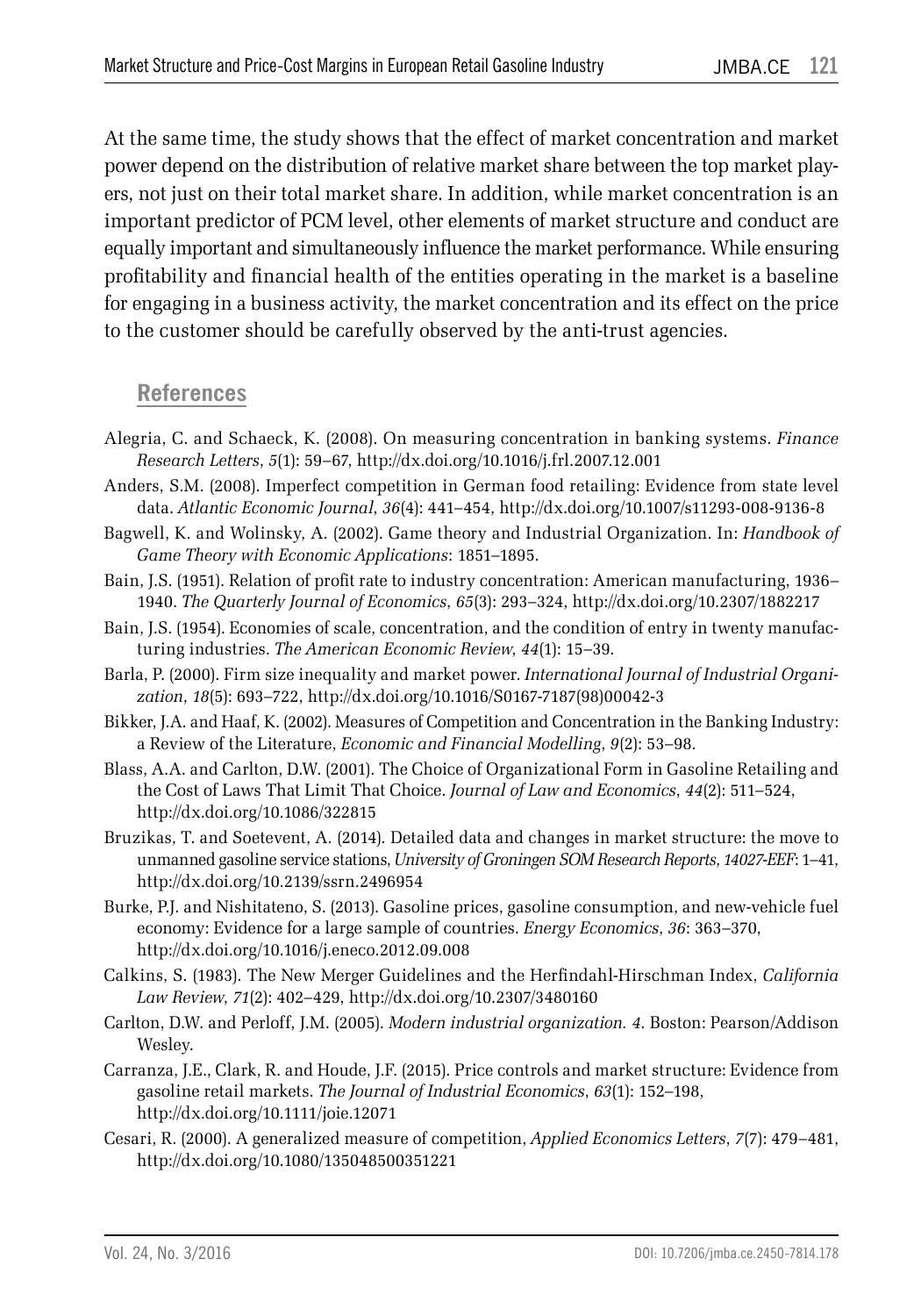At the same time, the study shows that the effect of market concentration and market power depend on the distribution of relative market share between the top market players, not just on their total market share. In addition, while market concentration is an important predictor of PCM level, other elements of market structure and conduct are equally important and simultaneously influence the market performance. While ensuring profitability and financial health of the entities operating in the market is a baseline for engaging in a business activity, the market concentration and its effect on the price to the customer should be carefully observed by the anti-trust agencies.

## References

Alegria, C. and Schaeck, K. (2008). On measuring concentration in banking systems. *Finance Research Letters*, *5*(1): 59–67, http://dx.doi.org/10.1016/j.frl.2007.12.001

Anders, S.M. (2008). Imperfect competition in German food retailing: Evidence from state level data. *Atlantic Economic Journal*, *36*(4): 441–454, http://dx.doi.org/10.1007/s11293-008-9136-8

Bagwell, K. and Wolinsky, A. (2002). Game theory and Industrial Organization. In: *Handbook of Game Theory with Economic Applications*: 1851–1895.

Bain, J.S. (1951). Relation of profit rate to industry concentration: American manufacturing, 1936–1940. *The Quarterly Journal of Economics*, *65*(3): 293–324, http://dx.doi.org/10.2307/1882217

Bain, J.S. (1954). Economies of scale, concentration, and the condition of entry in twenty manufacturing industries. *The American Economic Review*, *44*(1): 15–39.

Barla, P. (2000). Firm size inequality and market power. *International Journal of Industrial Organization*, *18*(5): 693–722, http://dx.doi.org/10.1016/S0167-7187(98)00042-3

Bikker, J.A. and Haaf, K. (2002). Measures of Competition and Concentration in the Banking Industry: a Review of the Literature, *Economic and Financial Modelling*, *9*(2): 53–98.

Blass, A.A. and Carlton, D.W. (2001). The Choice of Organizational Form in Gasoline Retailing and the Cost of Laws That Limit That Choice. *Journal of Law and Economics*, *44*(2): 511–524, http://dx.doi.org/10.1086/322815

Bruzikas, T. and Soetevent, A. (2014). Detailed data and changes in market structure: the move to unmanned gasoline service stations, *University of Groningen SOM Research Reports*, *14027-EEF*: 1–41, http://dx.doi.org/10.2139/ssrn.2496954

Burke, P.J. and Nishitateno, S. (2013). Gasoline prices, gasoline consumption, and new-vehicle fuel economy: Evidence for a large sample of countries. *Energy Economics*, *36*: 363–370, http://dx.doi.org/10.1016/j.eneco.2012.09.008

Calkins, S. (1983). The New Merger Guidelines and the Herfindahl-Hirschman Index, *California Law Review*, *71*(2): 402–429, http://dx.doi.org/10.2307/3480160

Carlton, D.W. and Perloff, J.M. (2005). *Modern industrial organization. 4*. Boston: Pearson/Addison Wesley.

Carranza, J.E., Clark, R. and Houde, J.F. (2015). Price controls and market structure: Evidence from gasoline retail markets. *The Journal of Industrial Economics*, *63*(1): 152–198, http://dx.doi.org/10.1111/joie.12071

Cesari, R. (2000). A generalized measure of competition, *Applied Economics Letters*, *7*(7): 479–481, http://dx.doi.org/10.1080/135048500351221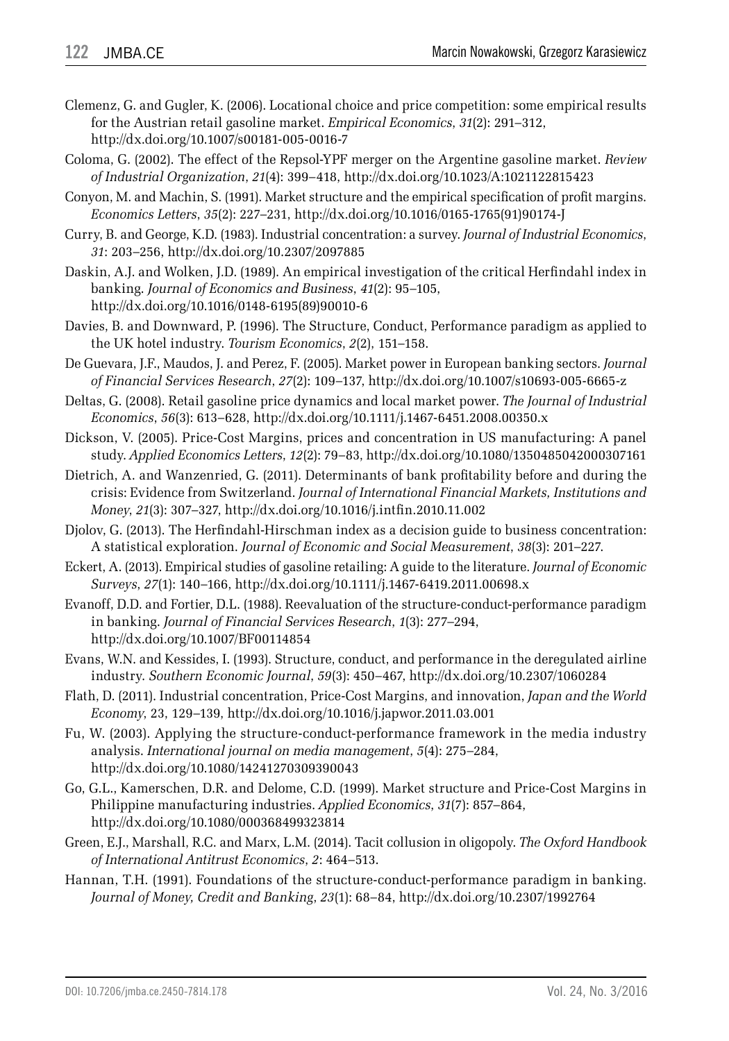Clemenz, G. and Gugler, K. (2006). Locational choice and price competition: some empirical results for the Austrian retail gasoline market. *Empirical Economics*, *31*(2): 291–312, http://dx.doi.org/10.1007/s00181-005-0016-7

Coloma, G. (2002). The effect of the Repsol-YPF merger on the Argentine gasoline market. *Review of Industrial Organization*, *21*(4): 399–418, http://dx.doi.org/10.1023/A:1021122815423

Conyon, M. and Machin, S. (1991). Market structure and the empirical specification of profit margins. *Economics Letters*, *35*(2): 227–231, http://dx.doi.org/10.1016/0165-1765(91)90174-J

Curry, B. and George, K.D. (1983). Industrial concentration: a survey. *Journal of Industrial Economics*, *31*: 203–256, http://dx.doi.org/10.2307/2097885

Daskin, A.J. and Wolken, J.D. (1989). An empirical investigation of the critical Herfindahl index in banking. *Journal of Economics and Business*, *41*(2): 95–105, http://dx.doi.org/10.1016/0148-6195(89)90010-6

Davies, B. and Downward, P. (1996). The Structure, Conduct, Performance paradigm as applied to the UK hotel industry. *Tourism Economics*, *2*(2), 151–158.

De Guevara, J.F., Maudos, J. and Perez, F. (2005). Market power in European banking sectors. *Journal of Financial Services Research*, *27*(2): 109–137, http://dx.doi.org/10.1007/s10693-005-6665-z

Deltas, G. (2008). Retail gasoline price dynamics and local market power. *The Journal of Industrial Economics*, *56*(3): 613–628, http://dx.doi.org/10.1111/j.1467-6451.2008.00350.x

Dickson, V. (2005). Price-Cost Margins, prices and concentration in US manufacturing: A panel study. *Applied Economics Letters*, *12*(2): 79–83, http://dx.doi.org/10.1080/1350485042000307161

Dietrich, A. and Wanzenried, G. (2011). Determinants of bank profitability before and during the crisis: Evidence from Switzerland. *Journal of International Financial Markets, Institutions and Money*, *21*(3): 307–327, http://dx.doi.org/10.1016/j.intfin.2010.11.002

Djolov, G. (2013). The Herfindahl-Hirschman index as a decision guide to business concentration: A statistical exploration. *Journal of Economic and Social Measurement*, *38*(3): 201–227.

Eckert, A. (2013). Empirical studies of gasoline retailing: A guide to the literature. *Journal of Economic Surveys*, *27*(1): 140–166, http://dx.doi.org/10.1111/j.1467-6419.2011.00698.x

Evanoff, D.D. and Fortier, D.L. (1988). Reevaluation of the structure-conduct-performance paradigm in banking. *Journal of Financial Services Research*, *1*(3): 277–294, http://dx.doi.org/10.1007/BF00114854

Evans, W.N. and Kessides, I. (1993). Structure, conduct, and performance in the deregulated airline industry. *Southern Economic Journal*, *59*(3): 450–467, http://dx.doi.org/10.2307/1060284

Flath, D. (2011). Industrial concentration, Price-Cost Margins, and innovation, *Japan and the World Economy*, 23, 129–139, http://dx.doi.org/10.1016/j.japwor.2011.03.001

Fu, W. (2003). Applying the structure-conduct-performance framework in the media industry analysis. *International journal on media management*, *5*(4): 275–284, http://dx.doi.org/10.1080/14241270309390043

Go, G.L., Kamerschen, D.R. and Delome, C.D. (1999). Market structure and Price-Cost Margins in Philippine manufacturing industries. *Applied Economics*, *31*(7): 857–864, http://dx.doi.org/10.1080/000368499323814

Green, E.J., Marshall, R.C. and Marx, L.M. (2014). Tacit collusion in oligopoly. *The Oxford Handbook of International Antitrust Economics*, *2*: 464–513.

Hannan, T.H. (1991). Foundations of the structure-conduct-performance paradigm in banking. *Journal of Money, Credit and Banking*, *23*(1): 68–84, http://dx.doi.org/10.2307/1992764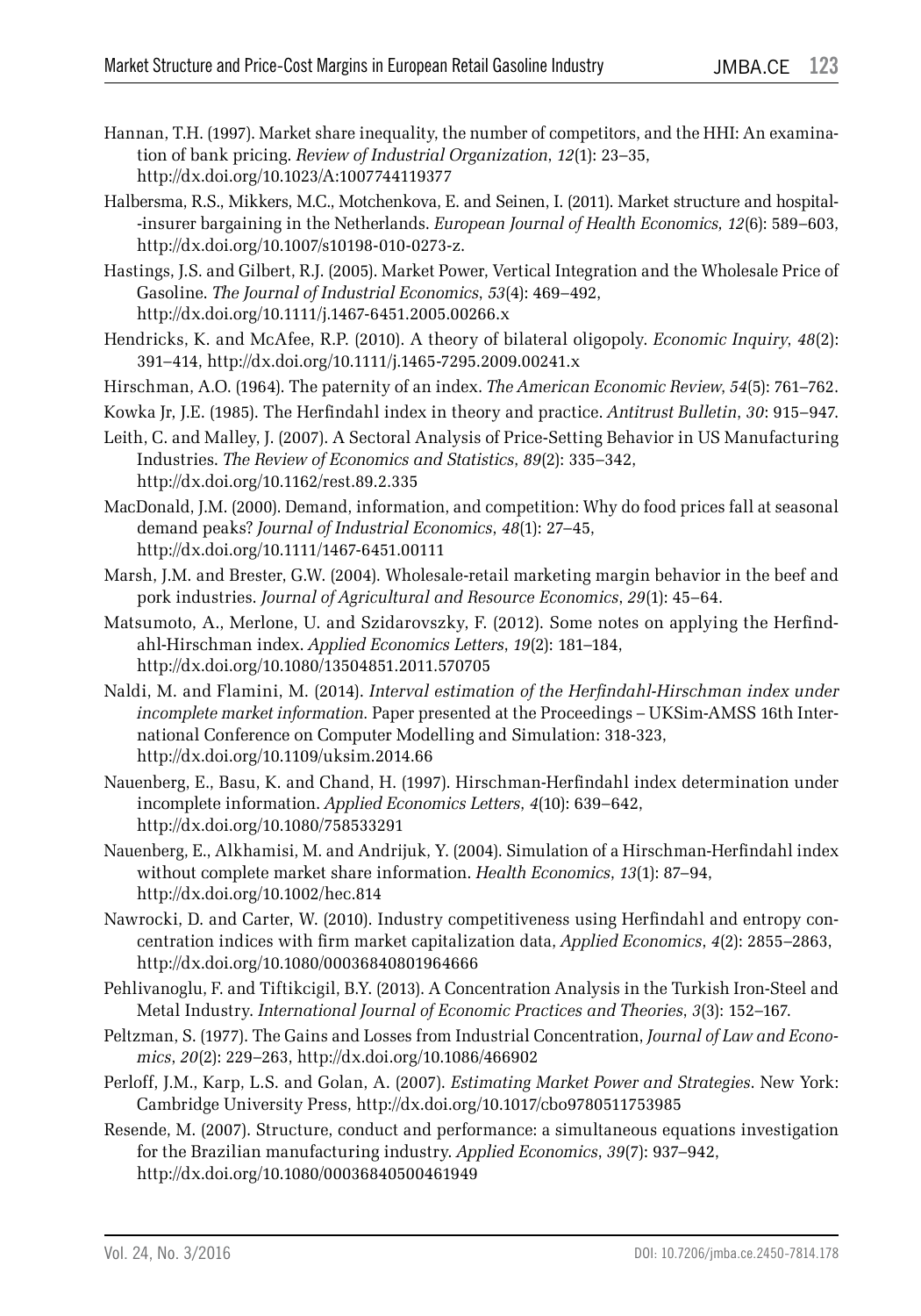Hannan, T.H. (1997). Market share inequality, the number of competitors, and the HHI: An examination of bank pricing. *Review of Industrial Organization*, *12*(1): 23–35, http://dx.doi.org/10.1023/A:1007744119377

Halbersma, R.S., Mikkers, M.C., Motchenkova, E. and Seinen, I. (2011). Market structure and hospital--insurer bargaining in the Netherlands. *European Journal of Health Economics*, *12*(6): 589–603, http://dx.doi.org/10.1007/s10198-010-0273-z.

Hastings, J.S. and Gilbert, R.J. (2005). Market Power, Vertical Integration and the Wholesale Price of Gasoline. *The Journal of Industrial Economics*, *53*(4): 469–492, http://dx.doi.org/10.1111/j.1467-6451.2005.00266.x

Hendricks, K. and McAfee, R.P. (2010). A theory of bilateral oligopoly. *Economic Inquiry*, *48*(2): 391–414, http://dx.doi.org/10.1111/j.1465-7295.2009.00241.x

Hirschman, A.O. (1964). The paternity of an index. *The American Economic Review*, *54*(5): 761–762.

Kowka Jr, J.E. (1985). The Herfindahl index in theory and practice. *Antitrust Bulletin*, *30*: 915–947.

Leith, C. and Malley, J. (2007). A Sectoral Analysis of Price-Setting Behavior in US Manufacturing Industries. *The Review of Economics and Statistics*, *89*(2): 335–342, http://dx.doi.org/10.1162/rest.89.2.335

MacDonald, J.M. (2000). Demand, information, and competition: Why do food prices fall at seasonal demand peaks? *Journal of Industrial Economics*, *48*(1): 27–45, http://dx.doi.org/10.1111/1467-6451.00111

Marsh, J.M. and Brester, G.W. (2004). Wholesale-retail marketing margin behavior in the beef and pork industries. *Journal of Agricultural and Resource Economics*, *29*(1): 45–64.

Matsumoto, A., Merlone, U. and Szidarovszky, F. (2012). Some notes on applying the Herfindahl-Hirschman index. *Applied Economics Letters*, *19*(2): 181–184, http://dx.doi.org/10.1080/13504851.2011.570705

Naldi, M. and Flamini, M. (2014). *Interval estimation of the Herfindahl-Hirschman index under incomplete market information*. Paper presented at the Proceedings – UKSim-AMSS 16th International Conference on Computer Modelling and Simulation: 318-323, http://dx.doi.org/10.1109/uksim.2014.66

Nauenberg, E., Basu, K. and Chand, H. (1997). Hirschman-Herfindahl index determination under incomplete information. *Applied Economics Letters*, *4*(10): 639–642, http://dx.doi.org/10.1080/758533291

Nauenberg, E., Alkhamisi, M. and Andrijuk, Y. (2004). Simulation of a Hirschman-Herfindahl index without complete market share information. *Health Economics*, *13*(1): 87–94, http://dx.doi.org/10.1002/hec.814

Nawrocki, D. and Carter, W. (2010). Industry competitiveness using Herfindahl and entropy concentration indices with firm market capitalization data, *Applied Economics*, *4*(2): 2855–2863, http://dx.doi.org/10.1080/00036840801964666

Pehlivanoglu, F. and Tiftikcigil, B.Y. (2013). A Concentration Analysis in the Turkish Iron-Steel and Metal Industry. *International Journal of Economic Practices and Theories*, *3*(3): 152–167.

Peltzman, S. (1977). The Gains and Losses from Industrial Concentration, *Journal of Law and Economics*, *20*(2): 229–263, http://dx.doi.org/10.1086/466902

Perloff, J.M., Karp, L.S. and Golan, A. (2007). *Estimating Market Power and Strategies*. New York: Cambridge University Press, http://dx.doi.org/10.1017/cbo9780511753985

Resende, M. (2007). Structure, conduct and performance: a simultaneous equations investigation for the Brazilian manufacturing industry. *Applied Economics*, *39*(7): 937–942, http://dx.doi.org/10.1080/00036840500461949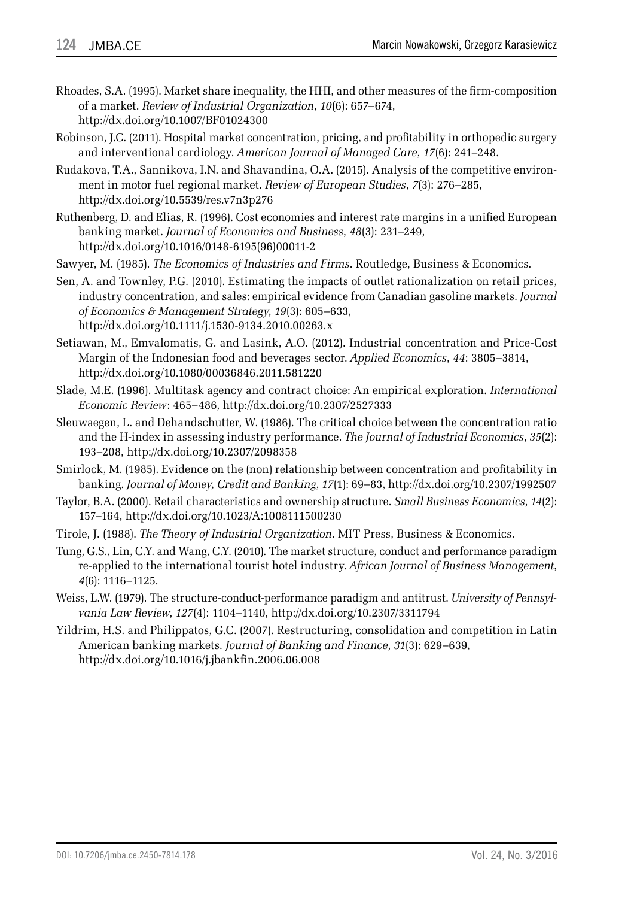Rhoades, S.A. (1995). Market share inequality, the HHI, and other measures of the firm-composition of a market. *Review of Industrial Organization*, *10*(6): 657–674, http://dx.doi.org/10.1007/BF01024300

Robinson, J.C. (2011). Hospital market concentration, pricing, and profitability in orthopedic surgery and interventional cardiology. *American Journal of Managed Care*, *17*(6): 241–248.

Rudakova, T.A., Sannikova, I.N. and Shavandina, O.A. (2015). Analysis of the competitive environment in motor fuel regional market. *Review of European Studies*, *7*(3): 276–285, http://dx.doi.org/10.5539/res.v7n3p276

Ruthenberg, D. and Elias, R. (1996). Cost economies and interest rate margins in a unified European banking market. *Journal of Economics and Business*, *48*(3): 231–249, http://dx.doi.org/10.1016/0148-6195(96)00011-2

Sawyer, M. (1985). *The Economics of Industries and Firms*. Routledge, Business & Economics.

Sen, A. and Townley, P.G. (2010). Estimating the impacts of outlet rationalization on retail prices, industry concentration, and sales: empirical evidence from Canadian gasoline markets. *Journal of Economics & Management Strategy*, *19*(3): 605–633, http://dx.doi.org/10.1111/j.1530-9134.2010.00263.x

Setiawan, M., Emvalomatis, G. and Lasink, A.O. (2012). Industrial concentration and Price-Cost Margin of the Indonesian food and beverages sector. *Applied Economics*, *44*: 3805–3814, http://dx.doi.org/10.1080/00036846.2011.581220

Slade, M.E. (1996). Multitask agency and contract choice: An empirical exploration. *International Economic Review*: 465–486, http://dx.doi.org/10.2307/2527333

Sleuwaegen, L. and Dehandschutter, W. (1986). The critical choice between the concentration ratio and the H-index in assessing industry performance. *The Journal of Industrial Economics*, *35*(2): 193–208, http://dx.doi.org/10.2307/2098358

Smirlock, M. (1985). Evidence on the (non) relationship between concentration and profitability in banking. *Journal of Money, Credit and Banking*, *17*(1): 69–83, http://dx.doi.org/10.2307/1992507

Taylor, B.A. (2000). Retail characteristics and ownership structure. *Small Business Economics*, *14*(2): 157–164, http://dx.doi.org/10.1023/A:1008111500230

Tirole, J. (1988). *The Theory of Industrial Organization*. MIT Press, Business & Economics.

Tung, G.S., Lin, C.Y. and Wang, C.Y. (2010). The market structure, conduct and performance paradigm re-applied to the international tourist hotel industry. *African Journal of Business Management*, *4*(6): 1116–1125.

Weiss, L.W. (1979). The structure-conduct-performance paradigm and antitrust. *University of Pennsylvania Law Review*, *127*(4): 1104–1140, http://dx.doi.org/10.2307/3311794

Yildrim, H.S. and Philippatos, G.C. (2007). Restructuring, consolidation and competition in Latin American banking markets. *Journal of Banking and Finance*, *31*(3): 629–639, http://dx.doi.org/10.1016/j.jbankfin.2006.06.008